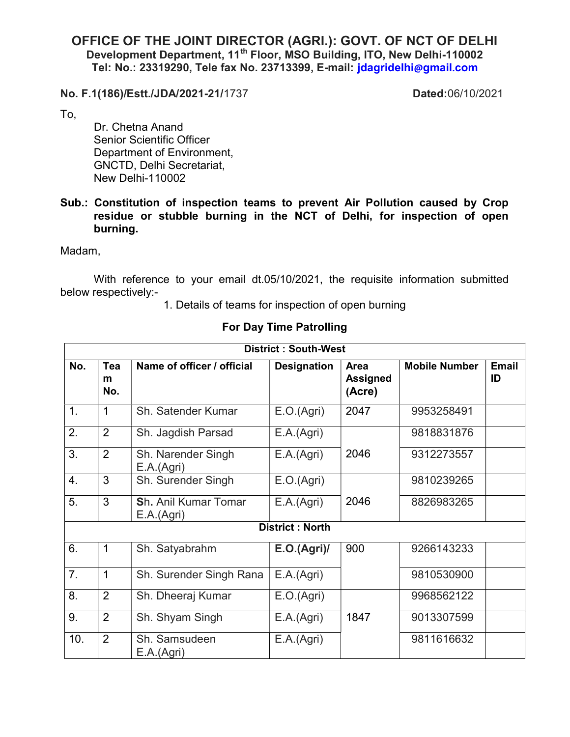# OFFICE OF THE JOINT DIRECTOR (AGRI.): GOVT. OF NCT OF DELHI

**Development Department, 11th Floor, MSO Building, ITO, New Delhi-110002**
**Tel: No.: 23319290, Tele fax No. 23713399, E-mail: jdagridelhi@gmail.com**

**No. F.1(186)/Estt./JDA/2021-21/**1737 **Dated:**06/10/2021

To,

Dr. Chetna Anand
Senior Scientific Officer
Department of Environment,
GNCTD, Delhi Secretariat,
New Delhi-110002

**Sub.: Constitution of inspection teams to prevent Air Pollution caused by Crop residue or stubble burning in the NCT of Delhi, for inspection of open burning.**

Madam,

With reference to your email dt.05/10/2021, the requisite information submitted below respectively:-

1. Details of teams for inspection of open burning

**For Day Time Patrolling**

| District : South-West | | | | | | |
|---|---|---|---|---|---|---|
| **No.** | **Team No.** | **Name of officer / official** | **Designation** | **Area Assigned (Acre)** | **Mobile Number** | **Email ID** |
| 1. | 1 | Sh. Satender Kumar | E.O.(Agri) | 2047 | 9953258491 | |
| 2. | 2 | Sh. Jagdish Parsad | E.A.(Agri) | 2046 | 9818831876 | |
| 3. | 2 | Sh. Narender Singh E.A.(Agri) | E.A.(Agri) | | 9312273557 | |
| 4. | 3 | Sh. Surender Singh | E.O.(Agri) | 2046 | 9810239265 | |
| 5. | 3 | Sh. Anil Kumar Tomar E.A.(Agri) | E.A.(Agri) | | 8826983265 | |
| **District : North** | | | | | | |
| 6. | 1 | Sh. Satyabrahm | **E.O.(Agri)/** | 900 | 9266143233 | |
| 7. | 1 | Sh. Surender Singh Rana | E.A.(Agri) | | 9810530900 | |
| 8. | 2 | Sh. Dheeraj Kumar | E.O.(Agri) | 1847 | 9968562122 | |
| 9. | 2 | Sh. Shyam Singh | E.A.(Agri) | | 9013307599 | |
| 10. | 2 | Sh. Samsudeen E.A.(Agri) | E.A.(Agri) | | 9811616632 | |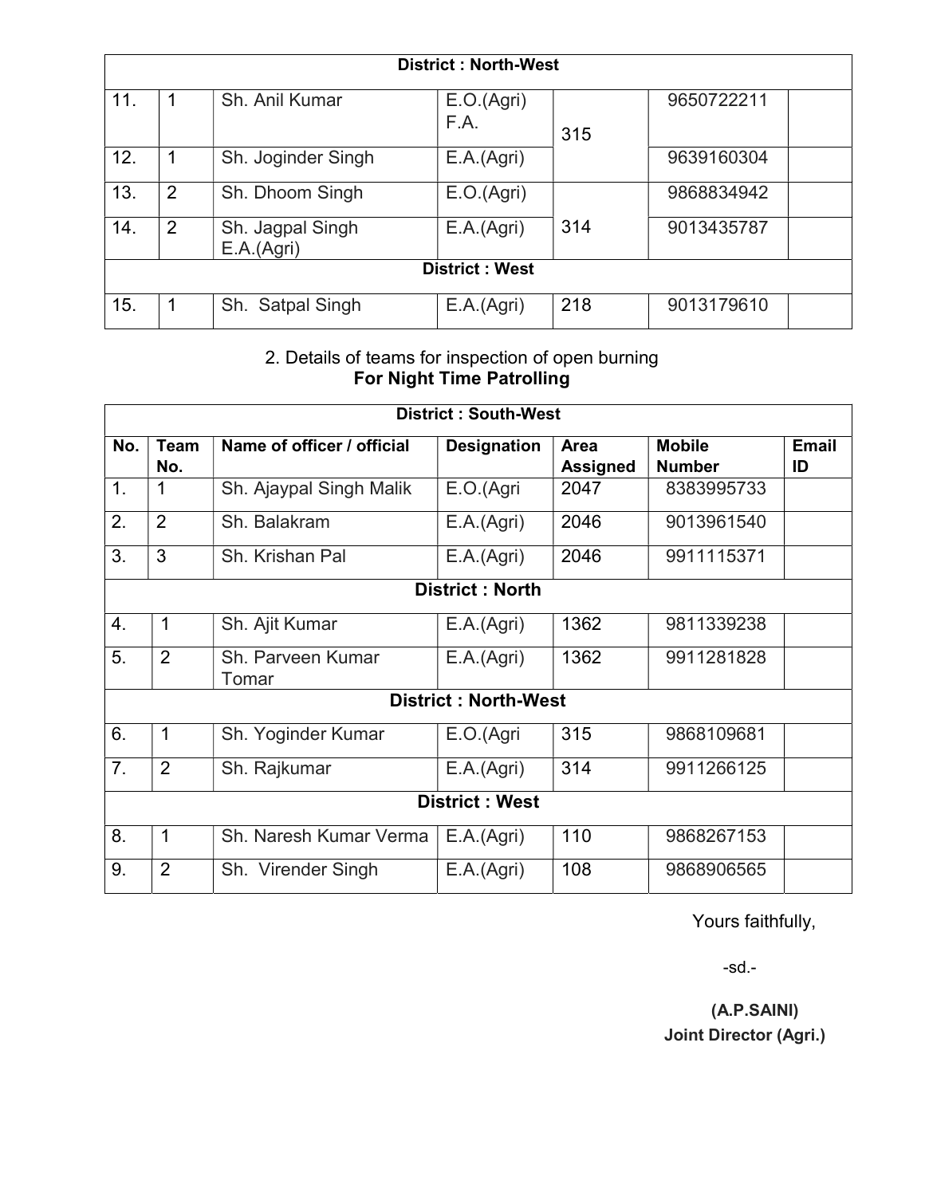| | | | | | | |
|---|---|---|---|---|---|---|
| **District : North-West** | | | | | | |
| 11. | 1 | Sh. Anil Kumar | E.O.(Agri) F.A. | 315 | 9650722211 | |
| 12. | 1 | Sh. Joginder Singh | E.A.(Agri) | | 9639160304 | |
| 13. | 2 | Sh. Dhoom Singh | E.O.(Agri) | 314 | 9868834942 | |
| 14. | 2 | Sh. Jagpal Singh E.A.(Agri) | E.A.(Agri) | | 9013435787 | |
| **District : West** | | | | | | |
| 15. | 1 | Sh. Satpal Singh | E.A.(Agri) | 218 | 9013179610 | |

2. Details of teams for inspection of open burning

**For Night Time Patrolling**

| **No.** | **Team No.** | **Name of officer / official** | **Designation** | **Area Assigned** | **Mobile Number** | **Email ID** |
|---|---|---|---|---|---|---|
| **District : South-West** | | | | | | |
| 1. | 1 | Sh. Ajaypal Singh Malik | E.O.(Agri | 2047 | 8383995733 | |
| 2. | 2 | Sh. Balakram | E.A.(Agri) | 2046 | 9013961540 | |
| 3. | 3 | Sh. Krishan Pal | E.A.(Agri) | 2046 | 9911115371 | |
| **District : North** | | | | | | |
| 4. | 1 | Sh. Ajit Kumar | E.A.(Agri) | 1362 | 9811339238 | |
| 5. | 2 | Sh. Parveen Kumar Tomar | E.A.(Agri) | 1362 | 9911281828 | |
| **District : North-West** | | | | | | |
| 6. | 1 | Sh. Yoginder Kumar | E.O.(Agri | 315 | 9868109681 | |
| 7. | 2 | Sh. Rajkumar | E.A.(Agri) | 314 | 9911266125 | |
| **District : West** | | | | | | |
| 8. | 1 | Sh. Naresh Kumar Verma | E.A.(Agri) | 110 | 9868267153 | |
| 9. | 2 | Sh. Virender Singh | E.A.(Agri) | 108 | 9868906565 | |

Yours faithfully,

-sd.-

**(A.P.SAINI)**
**Joint Director (Agri.)**